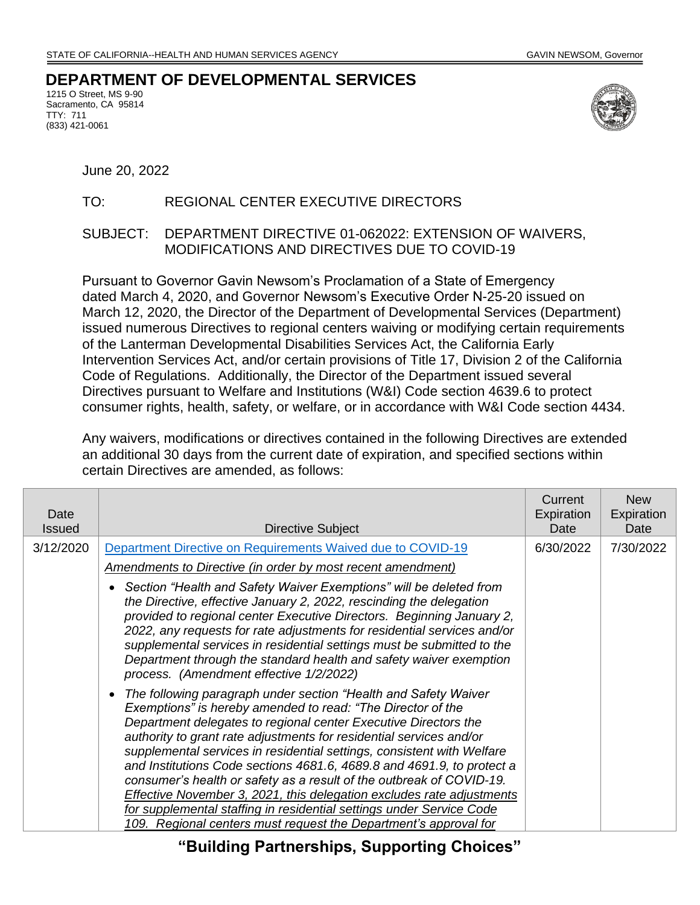STATE OF CALIFORNIA--HEALTH AND HUMAN SERVICES AGENCY GAVIN NEWSOM, Governor

# DEPARTMENT OF DEVELOPMENTAL SERVICES

1215 O Street, MS 9-90
Sacramento, CA 95814
TTY: 711
(833) 421-0061

June 20, 2022

TO: REGIONAL CENTER EXECUTIVE DIRECTORS

SUBJECT: DEPARTMENT DIRECTIVE 01-062022: EXTENSION OF WAIVERS, MODIFICATIONS AND DIRECTIVES DUE TO COVID-19

Pursuant to Governor Gavin Newsom's Proclamation of a State of Emergency dated March 4, 2020, and Governor Newsom's Executive Order N-25-20 issued on March 12, 2020, the Director of the Department of Developmental Services (Department) issued numerous Directives to regional centers waiving or modifying certain requirements of the Lanterman Developmental Disabilities Services Act, the California Early Intervention Services Act, and/or certain provisions of Title 17, Division 2 of the California Code of Regulations. Additionally, the Director of the Department issued several Directives pursuant to Welfare and Institutions (W&I) Code section 4639.6 to protect consumer rights, health, safety, or welfare, or in accordance with W&I Code section 4434.

Any waivers, modifications or directives contained in the following Directives are extended an additional 30 days from the current date of expiration, and specified sections within certain Directives are amended, as follows:

| Date Issued | Directive Subject | Current Expiration Date | New Expiration Date |
|---|---|---|---|
| 3/12/2020 | Department Directive on Requirements Waived due to COVID-19<br><br>*Amendments to Directive (in order by most recent amendment)*<br><br>• *Section "Health and Safety Waiver Exemptions" will be deleted from the Directive, effective January 2, 2022, rescinding the delegation provided to regional center Executive Directors. Beginning January 2, 2022, any requests for rate adjustments for residential services and/or supplemental services in residential settings must be submitted to the Department through the standard health and safety waiver exemption process. (Amendment effective 1/2/2022)*<br><br>• *The following paragraph under section "Health and Safety Waiver Exemptions" is hereby amended to read: "The Director of the Department delegates to regional center Executive Directors the authority to grant rate adjustments for residential services and/or supplemental services in residential settings, consistent with Welfare and Institutions Code sections 4681.6, 4689.8 and 4691.9, to protect a consumer's health or safety as a result of the outbreak of COVID-19. Effective November 3, 2021, this delegation excludes rate adjustments for supplemental staffing in residential settings under Service Code 109. Regional centers must request the Department's approval for* | 6/30/2022 | 7/30/2022 |

**"Building Partnerships, Supporting Choices"**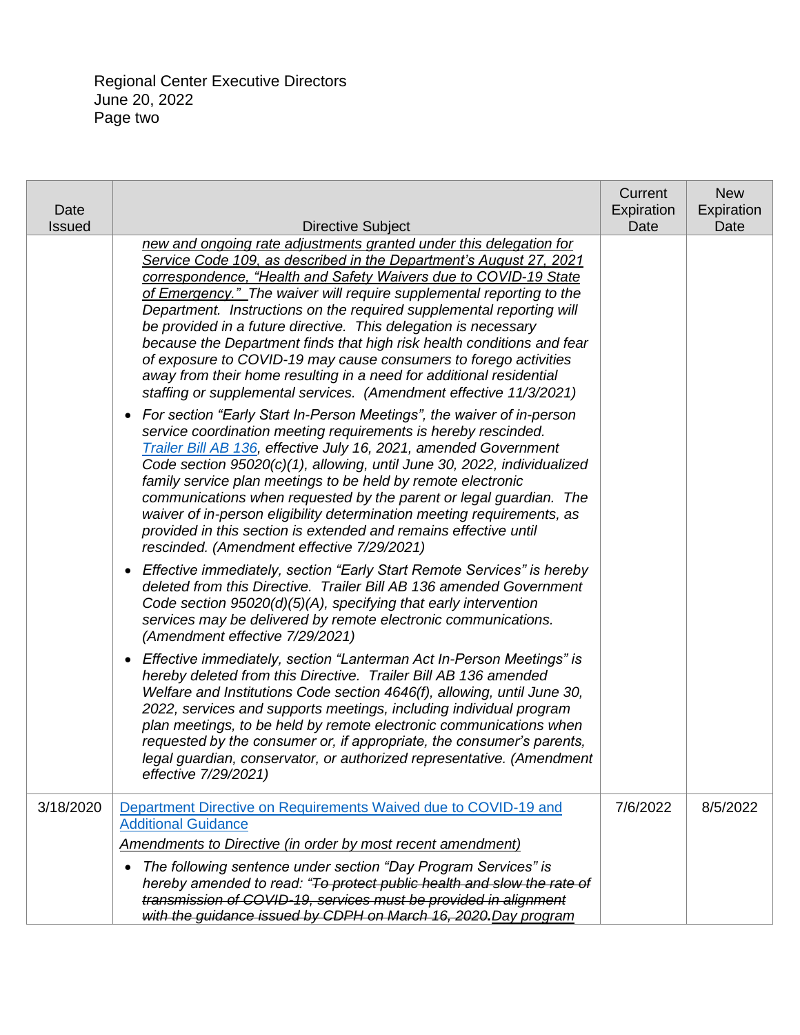Regional Center Executive Directors
June 20, 2022

| Date Issued | Directive Subject | Current Expiration Date | New Expiration Date |
|---|---|---|---|
| | *<u>new and ongoing rate adjustments granted under this delegation for Service Code 109, as described in the Department's August 27, 2021 correspondence, "Health and Safety Waivers due to COVID-19 State of Emergency."</u> The waiver will require supplemental reporting to the Department. Instructions on the required supplemental reporting will be provided in a future directive. This delegation is necessary because the Department finds that high risk health conditions and fear of exposure to COVID-19 may cause consumers to forego activities away from their home resulting in a need for additional residential staffing or supplemental services. (Amendment effective 11/3/2021)*<br>• *For section "Early Start In-Person Meetings", the waiver of in-person service coordination meeting requirements is hereby rescinded. Trailer Bill AB 136, effective July 16, 2021, amended Government Code section 95020(c)(1), allowing, until June 30, 2022, individualized family service plan meetings to be held by remote electronic communications when requested by the parent or legal guardian. The waiver of in-person eligibility determination meeting requirements, as provided in this section is extended and remains effective until rescinded. (Amendment effective 7/29/2021)*<br>• *Effective immediately, section "Early Start Remote Services" is hereby deleted from this Directive. Trailer Bill AB 136 amended Government Code section 95020(d)(5)(A), specifying that early intervention services may be delivered by remote electronic communications. (Amendment effective 7/29/2021)*<br>• *Effective immediately, section "Lanterman Act In-Person Meetings" is hereby deleted from this Directive. Trailer Bill AB 136 amended Welfare and Institutions Code section 4646(f), allowing, until June 30, 2022, services and supports meetings, including individual program plan meetings, to be held by remote electronic communications when requested by the consumer or, if appropriate, the consumer's parents, legal guardian, conservator, or authorized representative. (Amendment effective 7/29/2021)* | | |
| 3/18/2020 | Department Directive on Requirements Waived due to COVID-19 and Additional Guidance<br>*<u>Amendments to Directive (in order by most recent amendment)</u>*<br>• *The following sentence under section "Day Program Services" is hereby amended to read: "~~To protect public health and slow the rate of transmission of COVID-19, services must be provided in alignment with the guidance issued by CDPH on March 16, 2020.~~<u>Day program</u>* | 7/6/2022 | 8/5/2022 |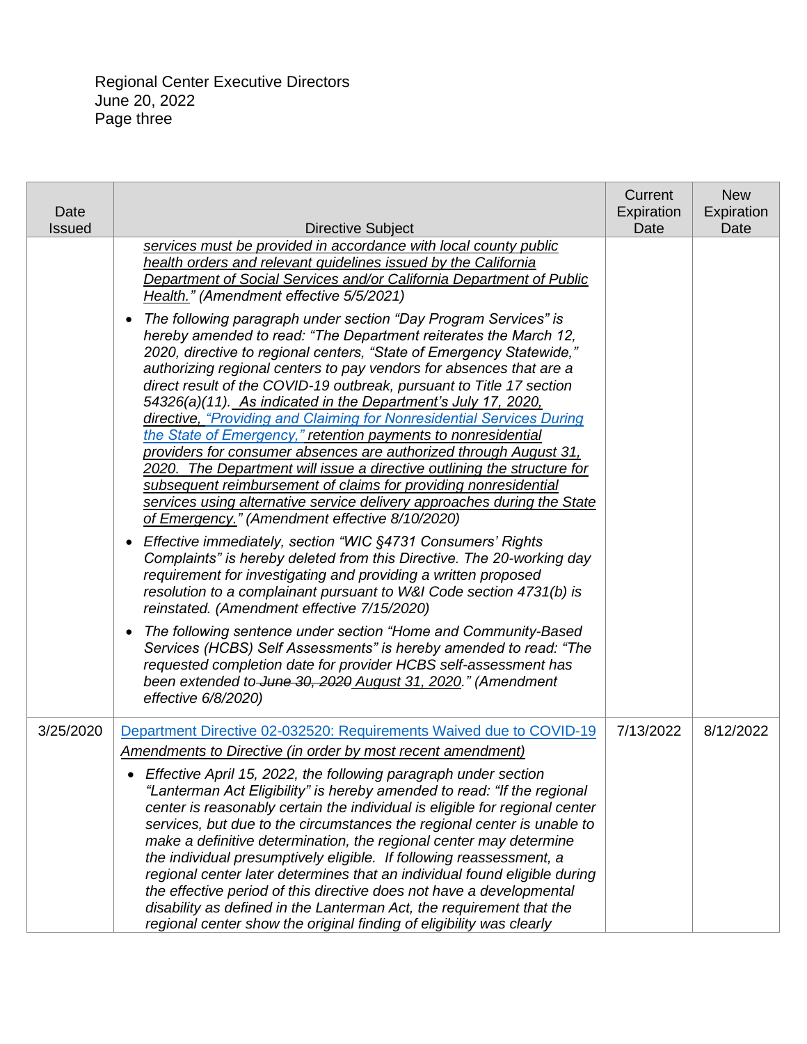| Date Issued | Directive Subject | Current Expiration Date | New Expiration Date |
|---|---|---|---|
| | <u>*services must be provided in accordance with local county public health orders and relevant guidelines issued by the California Department of Social Services and/or California Department of Public Health.*</u>*" (Amendment effective 5/5/2021)*<br>• *The following paragraph under section "Day Program Services" is hereby amended to read: "The Department reiterates the March 12, 2020, directive to regional centers, "State of Emergency Statewide," authorizing regional centers to pay vendors for absences that are a direct result of the COVID-19 outbreak, pursuant to Title 17 section 54326(a)(11).* <u>*As indicated in the Department's July 17, 2020, directive, "Providing and Claiming for Nonresidential Services During the State of Emergency," retention payments to nonresidential providers for consumer absences are authorized through August 31, 2020. The Department will issue a directive outlining the structure for subsequent reimbursement of claims for providing nonresidential services using alternative service delivery approaches during the State of Emergency.*</u>*" (Amendment effective 8/10/2020)*<br>• *Effective immediately, section "WIC §4731 Consumers' Rights Complaints" is hereby deleted from this Directive. The 20-working day requirement for investigating and providing a written proposed resolution to a complainant pursuant to W&I Code section 4731(b) is reinstated. (Amendment effective 7/15/2020)*<br>• *The following sentence under section "Home and Community-Based Services (HCBS) Self Assessments" is hereby amended to read: "The requested completion date for provider HCBS self-assessment has been extended to* ~~*June 30, 2020*~~ <u>*August 31, 2020*</u>*." (Amendment effective 6/8/2020)* | | |
| 3/25/2020 | <u>Department Directive 02-032520: Requirements Waived due to COVID-19</u><br><u>*Amendments to Directive (in order by most recent amendment)*</u><br>• *Effective April 15, 2022, the following paragraph under section "Lanterman Act Eligibility" is hereby amended to read: "If the regional center is reasonably certain the individual is eligible for regional center services, but due to the circumstances the regional center is unable to make a definitive determination, the regional center may determine the individual presumptively eligible. If following reassessment, a regional center later determines that an individual found eligible during the effective period of this directive does not have a developmental disability as defined in the Lanterman Act, the requirement that the regional center show the original finding of eligibility was clearly* | 7/13/2022 | 8/12/2022 |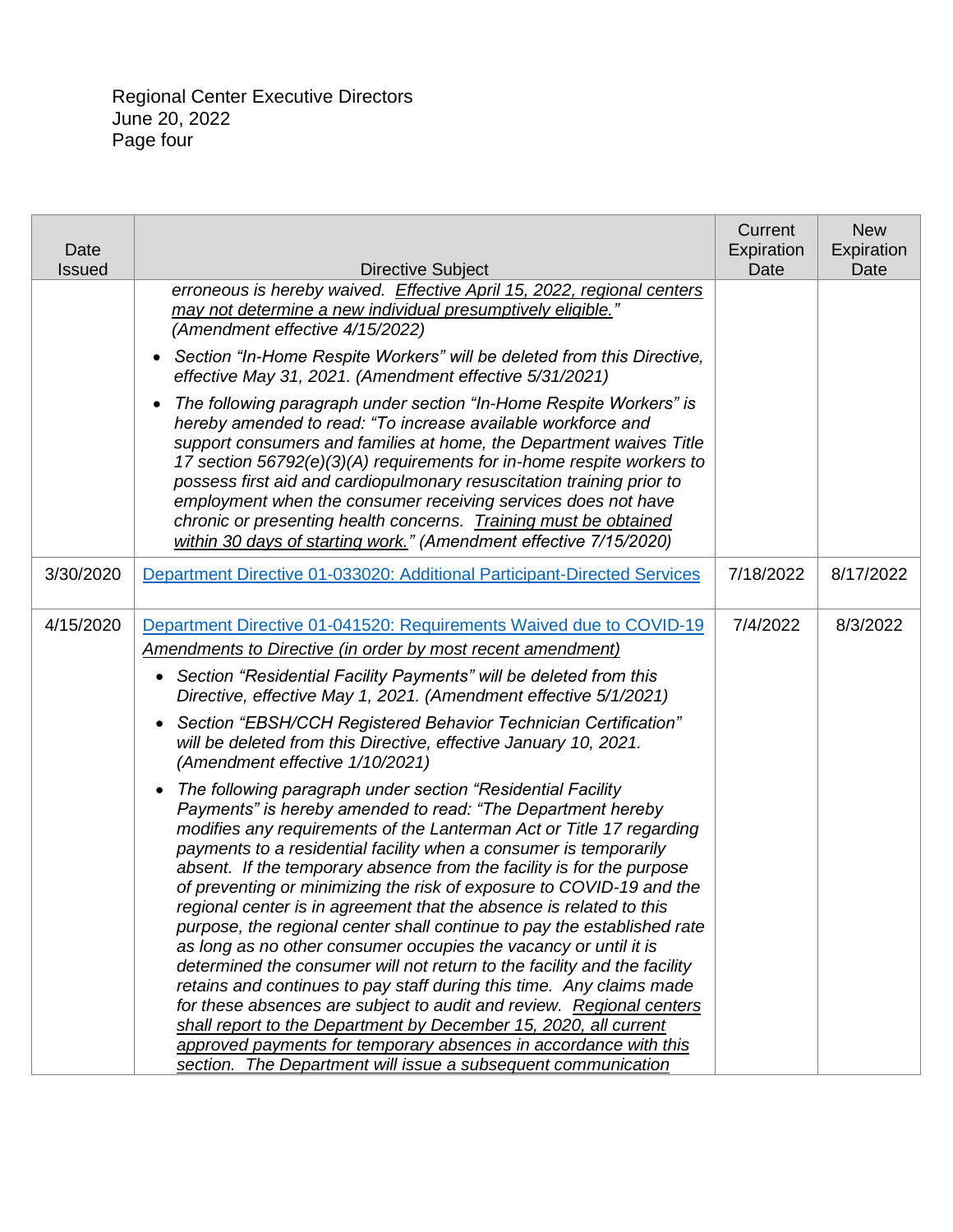| Date Issued | Directive Subject | Current Expiration Date | New Expiration Date |
|---|---|---|---|
| | *erroneous is hereby waived. <u>Effective April 15, 2022, regional centers may not determine a new individual presumptively eligible.</u>" (Amendment effective 4/15/2022)*<br>• *Section "In-Home Respite Workers" will be deleted from this Directive, effective May 31, 2021. (Amendment effective 5/31/2021)*<br>• *The following paragraph under section "In-Home Respite Workers" is hereby amended to read: "To increase available workforce and support consumers and families at home, the Department waives Title 17 section 56792(e)(3)(A) requirements for in-home respite workers to possess first aid and cardiopulmonary resuscitation training prior to employment when the consumer receiving services does not have chronic or presenting health concerns. <u>Training must be obtained within 30 days of starting work.</u>" (Amendment effective 7/15/2020)* | | |
| 3/30/2020 | Department Directive 01-033020: Additional Participant-Directed Services | 7/18/2022 | 8/17/2022 |
| 4/15/2020 | Department Directive 01-041520: Requirements Waived due to COVID-19<br>*<u>Amendments to Directive (in order by most recent amendment)</u>*<br>• *Section "Residential Facility Payments" will be deleted from this Directive, effective May 1, 2021. (Amendment effective 5/1/2021)*<br>• *Section "EBSH/CCH Registered Behavior Technician Certification" will be deleted from this Directive, effective January 10, 2021. (Amendment effective 1/10/2021)*<br>• *The following paragraph under section "Residential Facility Payments" is hereby amended to read: "The Department hereby modifies any requirements of the Lanterman Act or Title 17 regarding payments to a residential facility when a consumer is temporarily absent. If the temporary absence from the facility is for the purpose of preventing or minimizing the risk of exposure to COVID-19 and the regional center is in agreement that the absence is related to this purpose, the regional center shall continue to pay the established rate as long as no other consumer occupies the vacancy or until it is determined the consumer will not return to the facility and the facility retains and continues to pay staff during this time. Any claims made for these absences are subject to audit and review. <u>Regional centers shall report to the Department by December 15, 2020, all current approved payments for temporary absences in accordance with this section. The Department will issue a subsequent communication</u>* | 7/4/2022 | 8/3/2022 |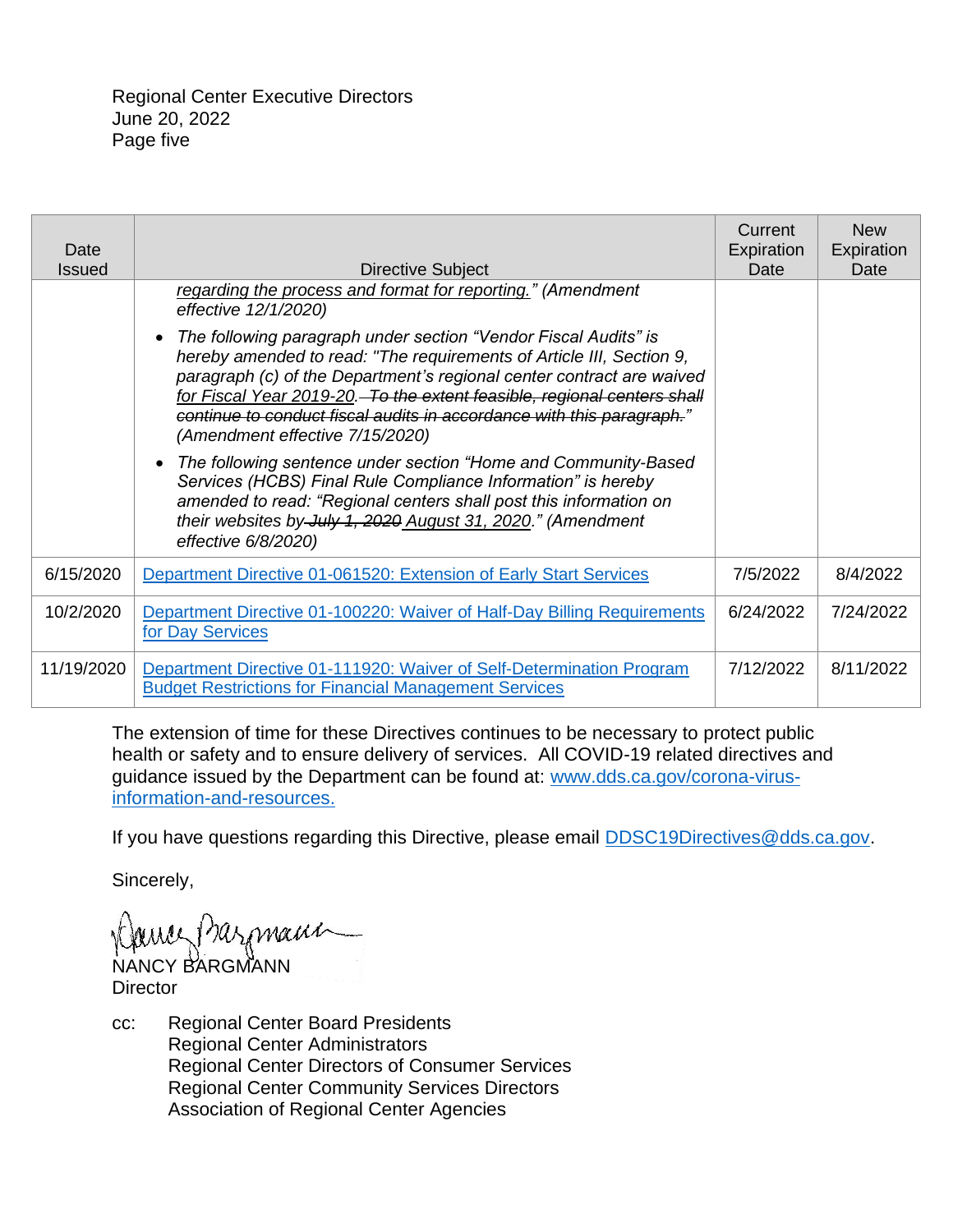| Date Issued | Directive Subject | Current Expiration Date | New Expiration Date |
|---|---|---|---|
| | *regarding the process and format for reporting.*" (Amendment effective 12/1/2020)<br>• *The following paragraph under section "Vendor Fiscal Audits" is hereby amended to read: "The requirements of Article III, Section 9, paragraph (c) of the Department's regional center contract are waived for Fiscal Year 2019-20. ~~To the extent feasible, regional centers shall continue to conduct fiscal audits in accordance with this paragraph.~~" (Amendment effective 7/15/2020)*<br>• *The following sentence under section "Home and Community-Based Services (HCBS) Final Rule Compliance Information" is hereby amended to read: "Regional centers shall post this information on their websites by ~~July 1, 2020~~ August 31, 2020." (Amendment effective 6/8/2020)* | | |
| 6/15/2020 | Department Directive 01-061520: Extension of Early Start Services | 7/5/2022 | 8/4/2022 |
| 10/2/2020 | Department Directive 01-100220: Waiver of Half-Day Billing Requirements for Day Services | 6/24/2022 | 7/24/2022 |
| 11/19/2020 | Department Directive 01-111920: Waiver of Self-Determination Program Budget Restrictions for Financial Management Services | 7/12/2022 | 8/11/2022 |

The extension of time for these Directives continues to be necessary to protect public health or safety and to ensure delivery of services. All COVID-19 related directives and guidance issued by the Department can be found at: www.dds.ca.gov/corona-virus-information-and-resources.

If you have questions regarding this Directive, please email DDSC19Directives@dds.ca.gov.

Sincerely,

NANCY BARGMANN
Director

cc: Regional Center Board Presidents
Regional Center Administrators
Regional Center Directors of Consumer Services
Regional Center Community Services Directors
Association of Regional Center Agencies